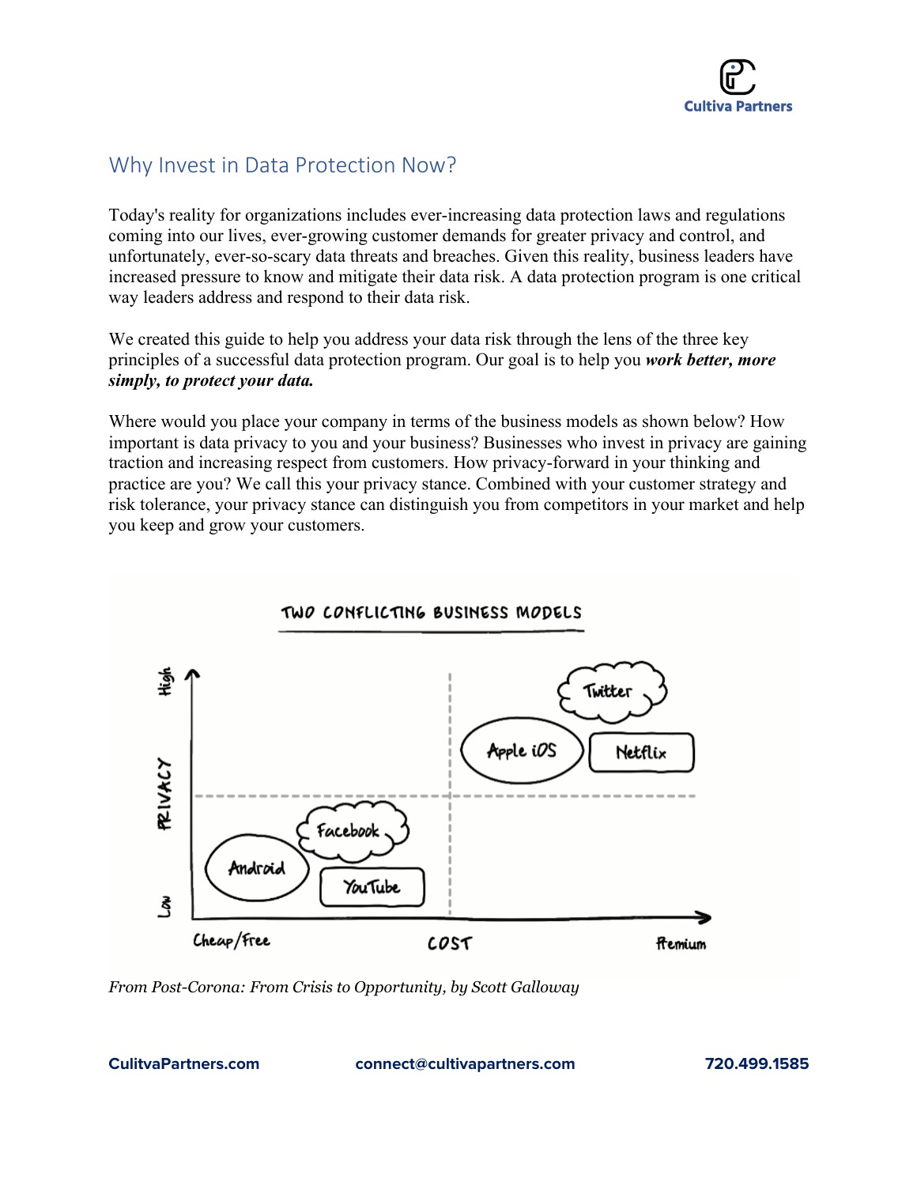## Why Invest in Data Protection Now?

Today's reality for organizations includes ever-increasing data protection laws and regulations coming into our lives, ever-growing customer demands for greater privacy and control, and unfortunately, ever-so-scary data threats and breaches. Given this reality, business leaders have increased pressure to know and mitigate their data risk. A data protection program is one critical way leaders address and respond to their data risk.

We created this guide to help you address your data risk through the lens of the three key principles of a successful data protection program. Our goal is to help you ***work better, more simply, to protect your data.***

Where would you place your company in terms of the business models as shown below? How important is data privacy to you and your business? Businesses who invest in privacy are gaining traction and increasing respect from customers. How privacy-forward in your thinking and practice are you? We call this your privacy stance. Combined with your customer strategy and risk tolerance, your privacy stance can distinguish you from competitors in your market and help you keep and grow your customers.

*From Post-Corona: From Crisis to Opportunity, by Scott Galloway*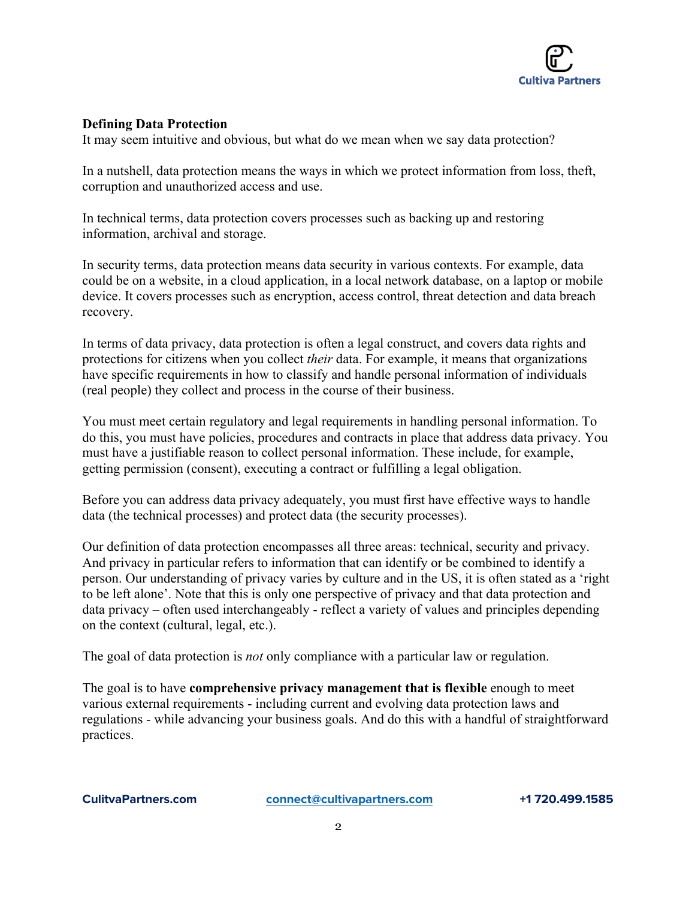**Defining Data Protection**

It may seem intuitive and obvious, but what do we mean when we say data protection?

In a nutshell, data protection means the ways in which we protect information from loss, theft, corruption and unauthorized access and use.

In technical terms, data protection covers processes such as backing up and restoring information, archival and storage.

In security terms, data protection means data security in various contexts. For example, data could be on a website, in a cloud application, in a local network database, on a laptop or mobile device. It covers processes such as encryption, access control, threat detection and data breach recovery.

In terms of data privacy, data protection is often a legal construct, and covers data rights and protections for citizens when you collect *their* data. For example, it means that organizations have specific requirements in how to classify and handle personal information of individuals (real people) they collect and process in the course of their business.

You must meet certain regulatory and legal requirements in handling personal information. To do this, you must have policies, procedures and contracts in place that address data privacy. You must have a justifiable reason to collect personal information. These include, for example, getting permission (consent), executing a contract or fulfilling a legal obligation.

Before you can address data privacy adequately, you must first have effective ways to handle data (the technical processes) and protect data (the security processes).

Our definition of data protection encompasses all three areas: technical, security and privacy. And privacy in particular refers to information that can identify or be combined to identify a person. Our understanding of privacy varies by culture and in the US, it is often stated as a 'right to be left alone'. Note that this is only one perspective of privacy and that data protection and data privacy – often used interchangeably - reflect a variety of values and principles depending on the context (cultural, legal, etc.).

The goal of data protection is *not* only compliance with a particular law or regulation.

The goal is to have **comprehensive privacy management that is flexible** enough to meet various external requirements - including current and evolving data protection laws and regulations - while advancing your business goals. And do this with a handful of straightforward practices.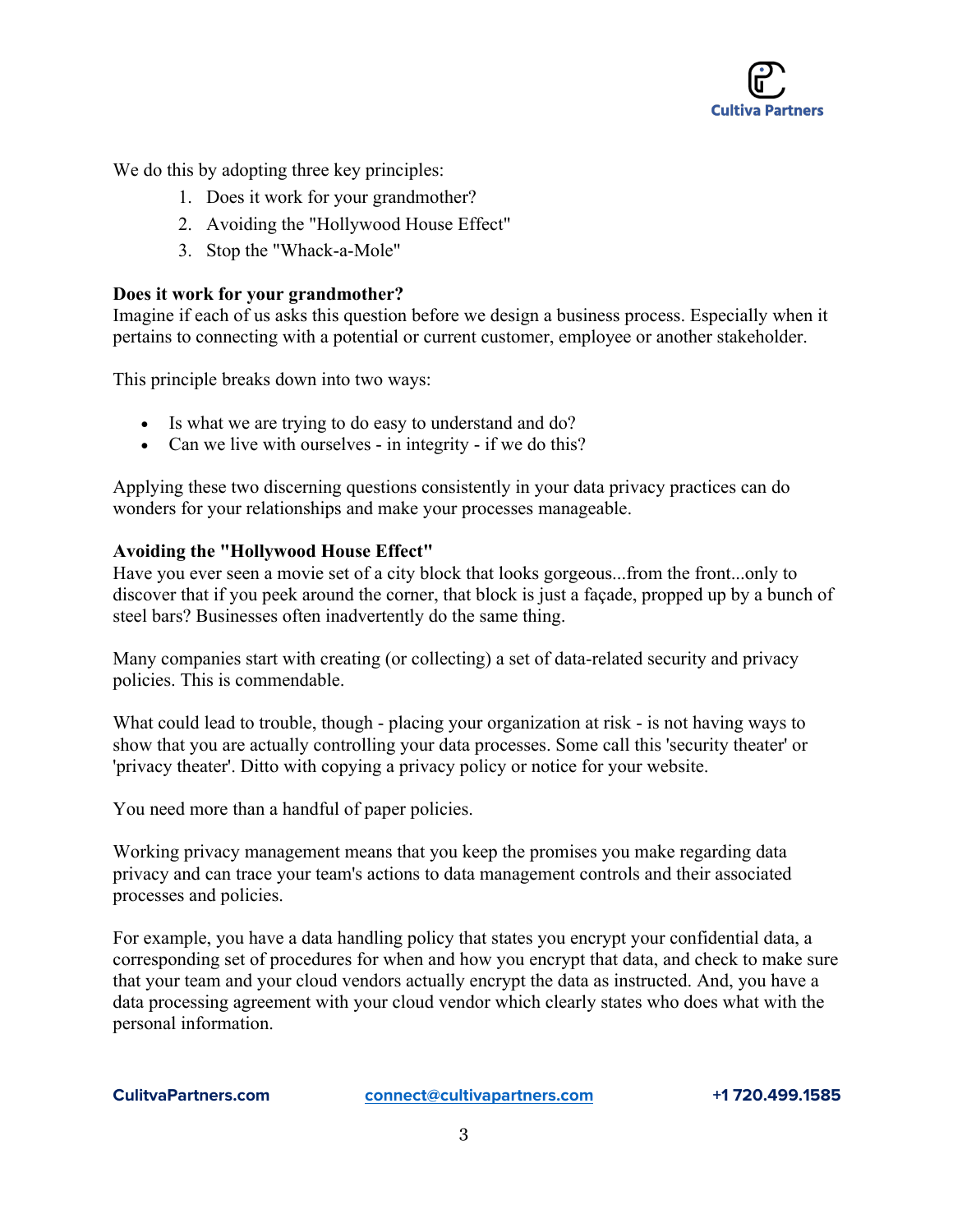We do this by adopting three key principles:

1. Does it work for your grandmother?
2. Avoiding the "Hollywood House Effect"
3. Stop the "Whack-a-Mole"

**Does it work for your grandmother?**
Imagine if each of us asks this question before we design a business process. Especially when it pertains to connecting with a potential or current customer, employee or another stakeholder.

This principle breaks down into two ways:

- Is what we are trying to do easy to understand and do?
- Can we live with ourselves - in integrity - if we do this?

Applying these two discerning questions consistently in your data privacy practices can do wonders for your relationships and make your processes manageable.

**Avoiding the "Hollywood House Effect"**
Have you ever seen a movie set of a city block that looks gorgeous...from the front...only to discover that if you peek around the corner, that block is just a façade, propped up by a bunch of steel bars? Businesses often inadvertently do the same thing.

Many companies start with creating (or collecting) a set of data-related security and privacy policies. This is commendable.

What could lead to trouble, though - placing your organization at risk - is not having ways to show that you are actually controlling your data processes. Some call this 'security theater' or 'privacy theater'. Ditto with copying a privacy policy or notice for your website.

You need more than a handful of paper policies.

Working privacy management means that you keep the promises you make regarding data privacy and can trace your team's actions to data management controls and their associated processes and policies.

For example, you have a data handling policy that states you encrypt your confidential data, a corresponding set of procedures for when and how you encrypt that data, and check to make sure that your team and your cloud vendors actually encrypt the data as instructed. And, you have a data processing agreement with your cloud vendor which clearly states who does what with the personal information.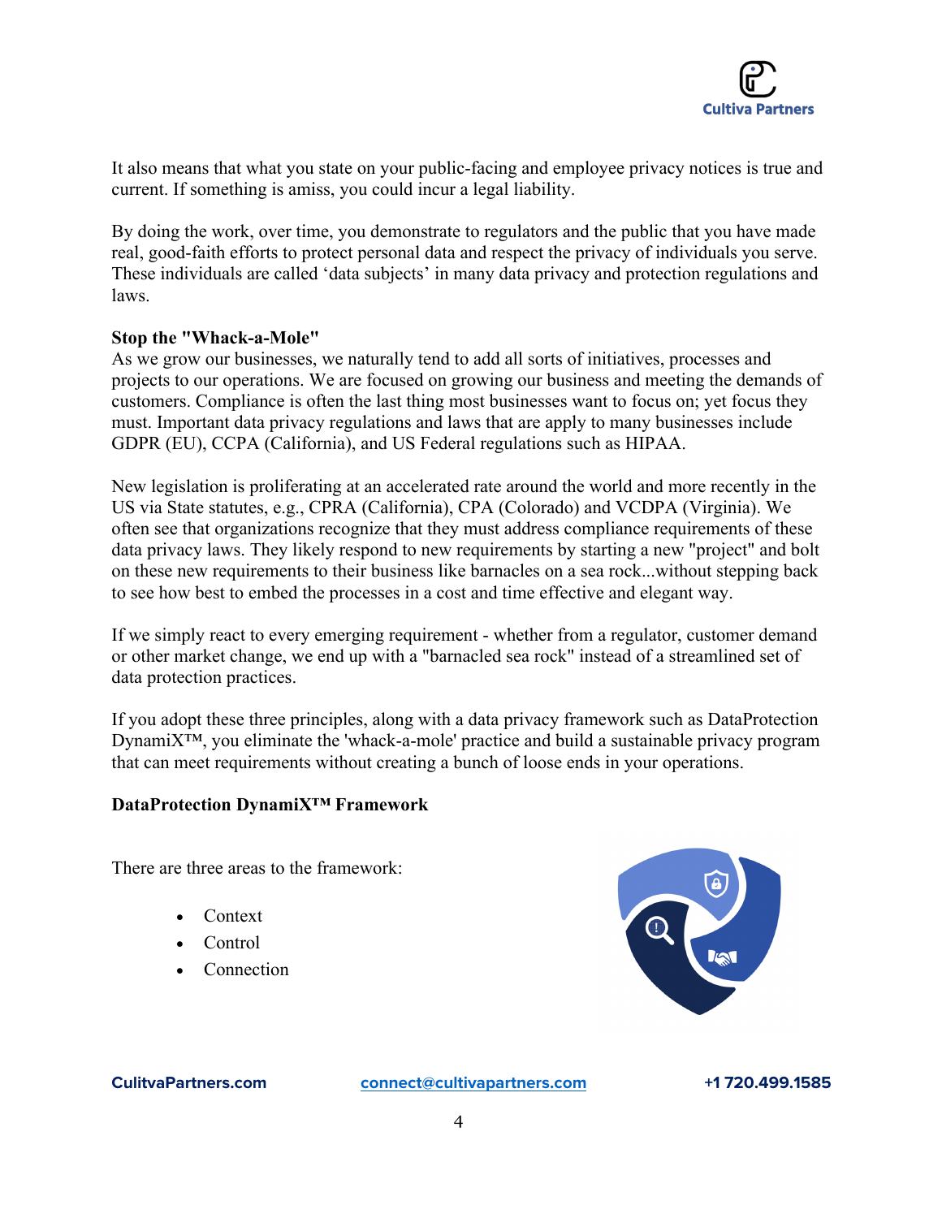It also means that what you state on your public-facing and employee privacy notices is true and current. If something is amiss, you could incur a legal liability.

By doing the work, over time, you demonstrate to regulators and the public that you have made real, good-faith efforts to protect personal data and respect the privacy of individuals you serve. These individuals are called 'data subjects' in many data privacy and protection regulations and laws.

**Stop the "Whack-a-Mole"**

As we grow our businesses, we naturally tend to add all sorts of initiatives, processes and projects to our operations. We are focused on growing our business and meeting the demands of customers. Compliance is often the last thing most businesses want to focus on; yet focus they must. Important data privacy regulations and laws that are apply to many businesses include GDPR (EU), CCPA (California), and US Federal regulations such as HIPAA.

New legislation is proliferating at an accelerated rate around the world and more recently in the US via State statutes, e.g., CPRA (California), CPA (Colorado) and VCDPA (Virginia). We often see that organizations recognize that they must address compliance requirements of these data privacy laws. They likely respond to new requirements by starting a new "project" and bolt on these new requirements to their business like barnacles on a sea rock...without stepping back to see how best to embed the processes in a cost and time effective and elegant way.

If we simply react to every emerging requirement - whether from a regulator, customer demand or other market change, we end up with a "barnacled sea rock" instead of a streamlined set of data protection practices.

If you adopt these three principles, along with a data privacy framework such as DataProtection DynamiX™, you eliminate the 'whack-a-mole' practice and build a sustainable privacy program that can meet requirements without creating a bunch of loose ends in your operations.

**DataProtection DynamiX™ Framework**

There are three areas to the framework:

- Context
- Control
- Connection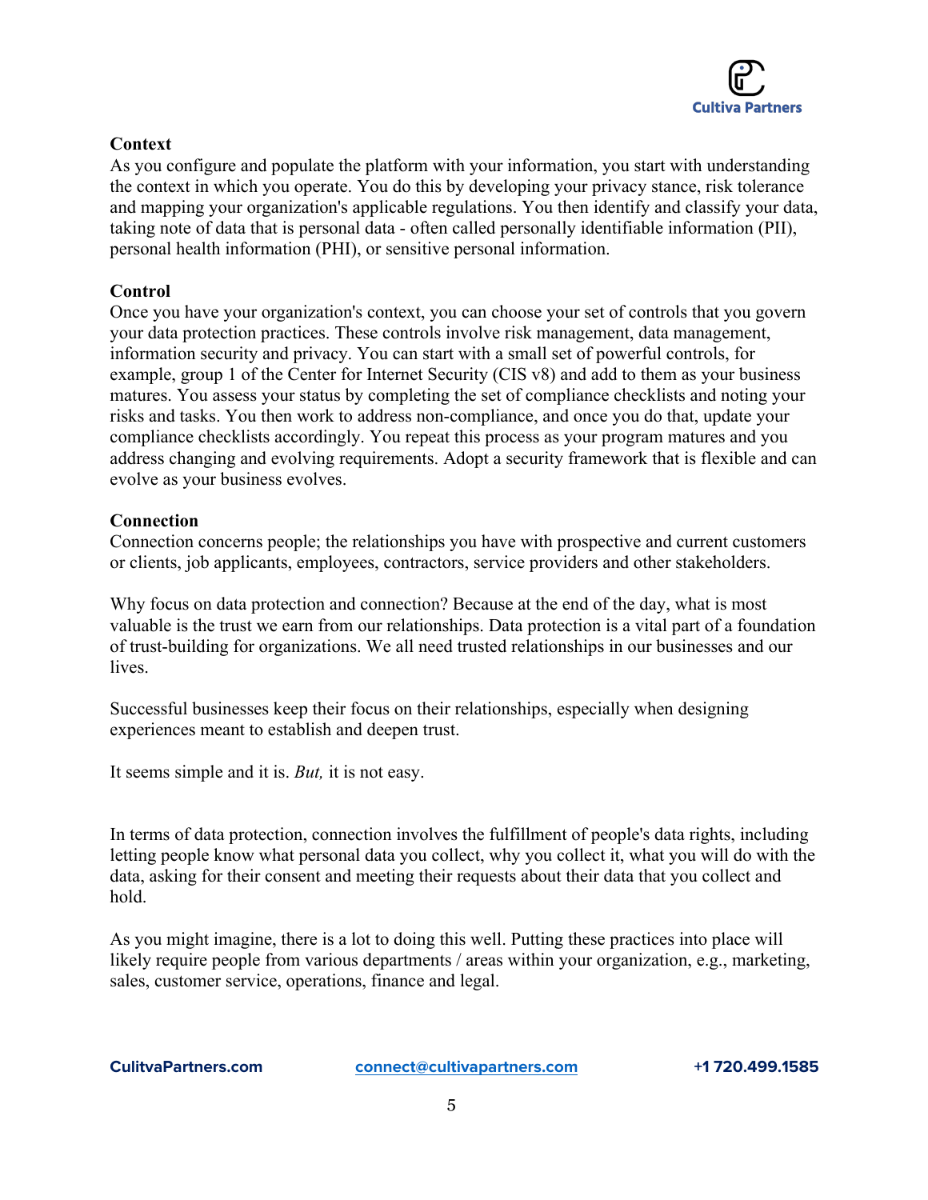**Context**

As you configure and populate the platform with your information, you start with understanding the context in which you operate. You do this by developing your privacy stance, risk tolerance and mapping your organization's applicable regulations. You then identify and classify your data, taking note of data that is personal data - often called personally identifiable information (PII), personal health information (PHI), or sensitive personal information.

**Control**

Once you have your organization's context, you can choose your set of controls that you govern your data protection practices. These controls involve risk management, data management, information security and privacy. You can start with a small set of powerful controls, for example, group 1 of the Center for Internet Security (CIS v8) and add to them as your business matures. You assess your status by completing the set of compliance checklists and noting your risks and tasks. You then work to address non-compliance, and once you do that, update your compliance checklists accordingly. You repeat this process as your program matures and you address changing and evolving requirements. Adopt a security framework that is flexible and can evolve as your business evolves.

**Connection**

Connection concerns people; the relationships you have with prospective and current customers or clients, job applicants, employees, contractors, service providers and other stakeholders.

Why focus on data protection and connection? Because at the end of the day, what is most valuable is the trust we earn from our relationships. Data protection is a vital part of a foundation of trust-building for organizations. We all need trusted relationships in our businesses and our lives.

Successful businesses keep their focus on their relationships, especially when designing experiences meant to establish and deepen trust.

It seems simple and it is. *But,* it is not easy.

In terms of data protection, connection involves the fulfillment of people's data rights, including letting people know what personal data you collect, why you collect it, what you will do with the data, asking for their consent and meeting their requests about their data that you collect and hold.

As you might imagine, there is a lot to doing this well. Putting these practices into place will likely require people from various departments / areas within your organization, e.g., marketing, sales, customer service, operations, finance and legal.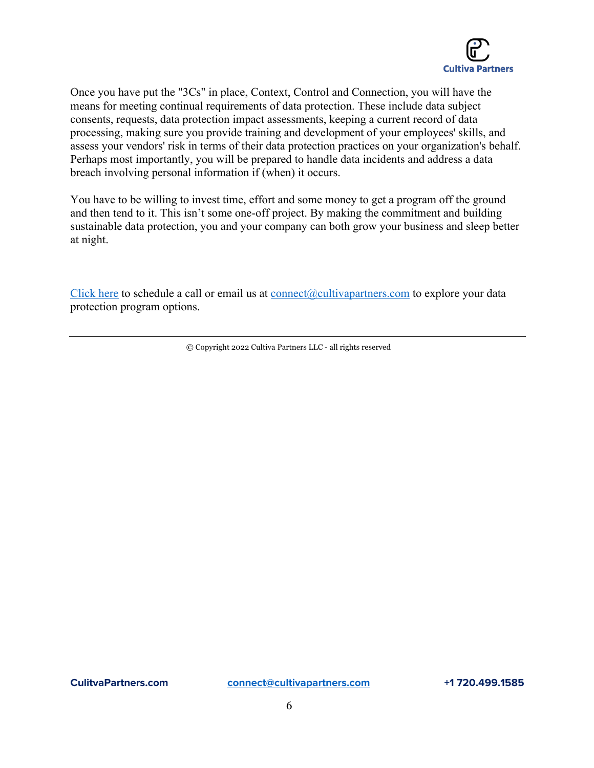Once you have put the "3Cs" in place, Context, Control and Connection, you will have the means for meeting continual requirements of data protection. These include data subject consents, requests, data protection impact assessments, keeping a current record of data processing, making sure you provide training and development of your employees' skills, and assess your vendors' risk in terms of their data protection practices on your organization's behalf. Perhaps most importantly, you will be prepared to handle data incidents and address a data breach involving personal information if (when) it occurs.

You have to be willing to invest time, effort and some money to get a program off the ground and then tend to it. This isn't some one-off project. By making the commitment and building sustainable data protection, you and your company can both grow your business and sleep better at night.

Click here to schedule a call or email us at connect@cultivapartners.com to explore your data protection program options.

---

© Copyright 2022 Cultiva Partners LLC - all rights reserved